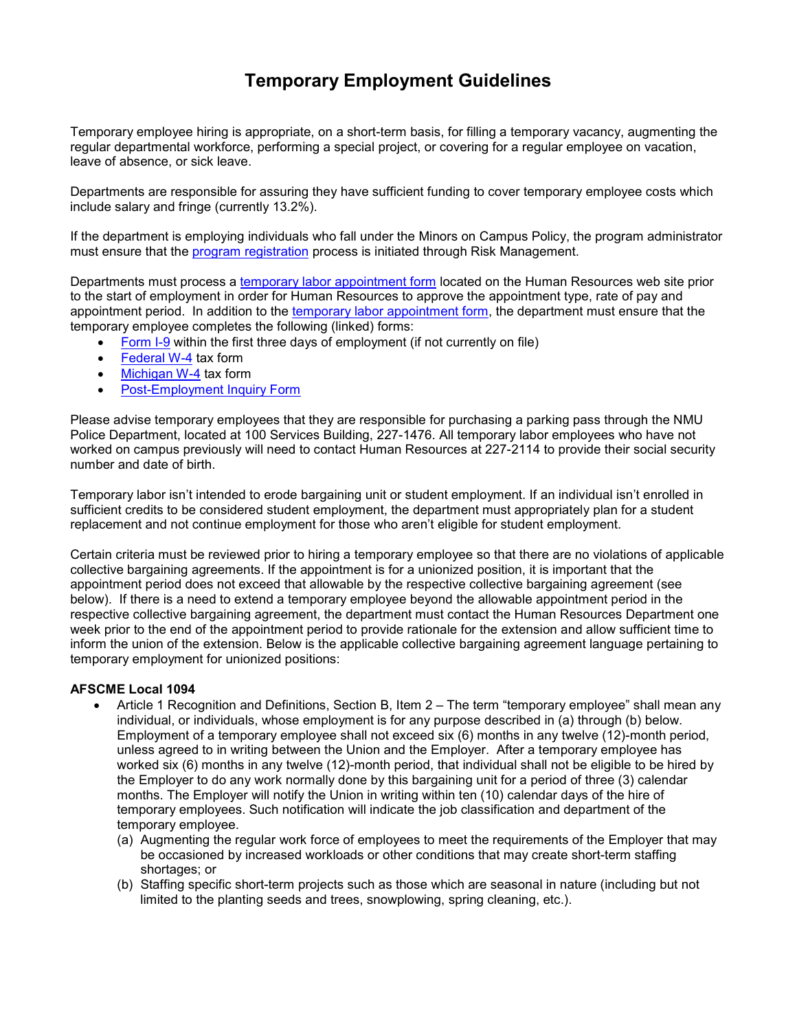# Temporary Employment Guidelines

Temporary employee hiring is appropriate, on a short-term basis, for filling a temporary vacancy, augmenting the regular departmental workforce, performing a special project, or covering for a regular employee on vacation, leave of absence, or sick leave.

Departments are responsible for assuring they have sufficient funding to cover temporary employee costs which include salary and fringe (currently 13.2%).

If the department is employing individuals who fall under the Minors on Campus Policy, the program administrator must ensure that the program registration process is initiated through Risk Management.

Departments must process a temporary labor appointment form located on the Human Resources web site prior to the start of employment in order for Human Resources to approve the appointment type, rate of pay and appointment period. In addition to the temporary labor appointment form, the department must ensure that the temporary employee completes the following (linked) forms:

- Form I-9 within the first three days of employment (if not currently on file)
- Federal W-4 tax form
- Michigan W-4 tax form
- Post-Employment Inquiry Form

Please advise temporary employees that they are responsible for purchasing a parking pass through the NMU Police Department, located at 100 Services Building, 227-1476. All temporary labor employees who have not worked on campus previously will need to contact Human Resources at 227-2114 to provide their social security number and date of birth.

Temporary labor isn't intended to erode bargaining unit or student employment. If an individual isn't enrolled in sufficient credits to be considered student employment, the department must appropriately plan for a student replacement and not continue employment for those who aren't eligible for student employment.

Certain criteria must be reviewed prior to hiring a temporary employee so that there are no violations of applicable collective bargaining agreements. If the appointment is for a unionized position, it is important that the appointment period does not exceed that allowable by the respective collective bargaining agreement (see below). If there is a need to extend a temporary employee beyond the allowable appointment period in the respective collective bargaining agreement, the department must contact the Human Resources Department one week prior to the end of the appointment period to provide rationale for the extension and allow sufficient time to inform the union of the extension. Below is the applicable collective bargaining agreement language pertaining to temporary employment for unionized positions:

**AFSCME Local 1094**

- Article 1 Recognition and Definitions, Section B, Item 2 – The term "temporary employee" shall mean any individual, or individuals, whose employment is for any purpose described in (a) through (b) below. Employment of a temporary employee shall not exceed six (6) months in any twelve (12)-month period, unless agreed to in writing between the Union and the Employer. After a temporary employee has worked six (6) months in any twelve (12)-month period, that individual shall not be eligible to be hired by the Employer to do any work normally done by this bargaining unit for a period of three (3) calendar months. The Employer will notify the Union in writing within ten (10) calendar days of the hire of temporary employees. Such notification will indicate the job classification and department of the temporary employee.
  - (a) Augmenting the regular work force of employees to meet the requirements of the Employer that may be occasioned by increased workloads or other conditions that may create short-term staffing shortages; or
  - (b) Staffing specific short-term projects such as those which are seasonal in nature (including but not limited to the planting seeds and trees, snowplowing, spring cleaning, etc.).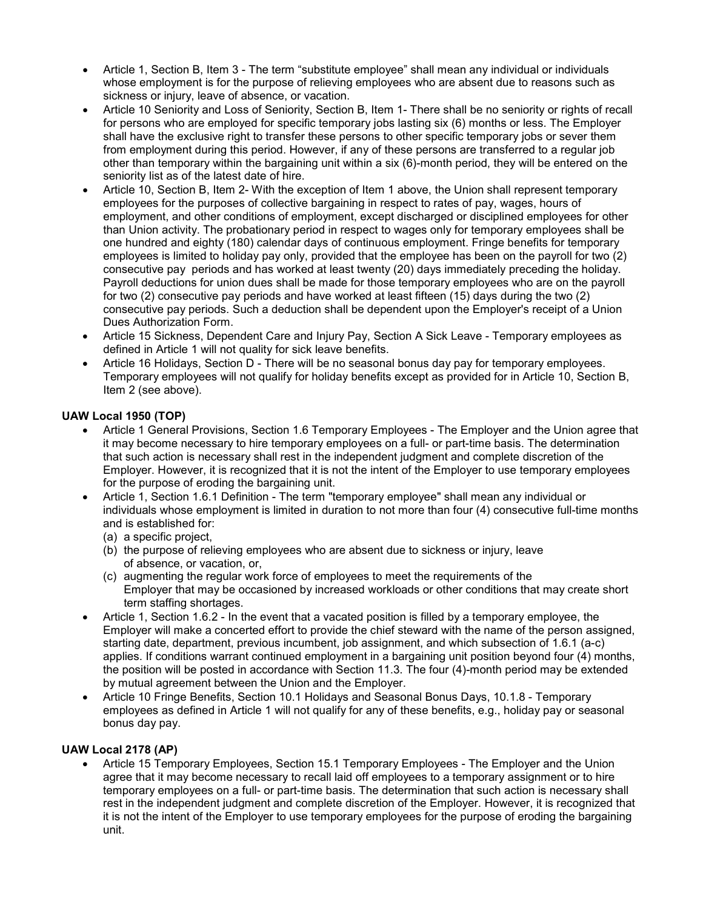- Article 1, Section B, Item 3 - The term "substitute employee" shall mean any individual or individuals whose employment is for the purpose of relieving employees who are absent due to reasons such as sickness or injury, leave of absence, or vacation.
- Article 10 Seniority and Loss of Seniority, Section B, Item 1- There shall be no seniority or rights of recall for persons who are employed for specific temporary jobs lasting six (6) months or less. The Employer shall have the exclusive right to transfer these persons to other specific temporary jobs or sever them from employment during this period. However, if any of these persons are transferred to a regular job other than temporary within the bargaining unit within a six (6)-month period, they will be entered on the seniority list as of the latest date of hire.
- Article 10, Section B, Item 2- With the exception of Item 1 above, the Union shall represent temporary employees for the purposes of collective bargaining in respect to rates of pay, wages, hours of employment, and other conditions of employment, except discharged or disciplined employees for other than Union activity. The probationary period in respect to wages only for temporary employees shall be one hundred and eighty (180) calendar days of continuous employment. Fringe benefits for temporary employees is limited to holiday pay only, provided that the employee has been on the payroll for two (2) consecutive pay periods and has worked at least twenty (20) days immediately preceding the holiday. Payroll deductions for union dues shall be made for those temporary employees who are on the payroll for two (2) consecutive pay periods and have worked at least fifteen (15) days during the two (2) consecutive pay periods. Such a deduction shall be dependent upon the Employer's receipt of a Union Dues Authorization Form.
- Article 15 Sickness, Dependent Care and Injury Pay, Section A Sick Leave - Temporary employees as defined in Article 1 will not quality for sick leave benefits.
- Article 16 Holidays, Section D - There will be no seasonal bonus day pay for temporary employees. Temporary employees will not qualify for holiday benefits except as provided for in Article 10, Section B, Item 2 (see above).

**UAW Local 1950 (TOP)**

- Article 1 General Provisions, Section 1.6 Temporary Employees - The Employer and the Union agree that it may become necessary to hire temporary employees on a full- or part-time basis. The determination that such action is necessary shall rest in the independent judgment and complete discretion of the Employer. However, it is recognized that it is not the intent of the Employer to use temporary employees for the purpose of eroding the bargaining unit.
- Article 1, Section 1.6.1 Definition - The term "temporary employee" shall mean any individual or individuals whose employment is limited in duration to not more than four (4) consecutive full-time months and is established for:
  (a) a specific project,
  (b) the purpose of relieving employees who are absent due to sickness or injury, leave of absence, or vacation, or,
  (c) augmenting the regular work force of employees to meet the requirements of the Employer that may be occasioned by increased workloads or other conditions that may create short term staffing shortages.
- Article 1, Section 1.6.2 - In the event that a vacated position is filled by a temporary employee, the Employer will make a concerted effort to provide the chief steward with the name of the person assigned, starting date, department, previous incumbent, job assignment, and which subsection of 1.6.1 (a-c) applies. If conditions warrant continued employment in a bargaining unit position beyond four (4) months, the position will be posted in accordance with Section 11.3. The four (4)-month period may be extended by mutual agreement between the Union and the Employer.
- Article 10 Fringe Benefits, Section 10.1 Holidays and Seasonal Bonus Days, 10.1.8 - Temporary employees as defined in Article 1 will not qualify for any of these benefits, e.g., holiday pay or seasonal bonus day pay.

**UAW Local 2178 (AP)**

- Article 15 Temporary Employees, Section 15.1 Temporary Employees - The Employer and the Union agree that it may become necessary to recall laid off employees to a temporary assignment or to hire temporary employees on a full- or part-time basis. The determination that such action is necessary shall rest in the independent judgment and complete discretion of the Employer. However, it is recognized that it is not the intent of the Employer to use temporary employees for the purpose of eroding the bargaining unit.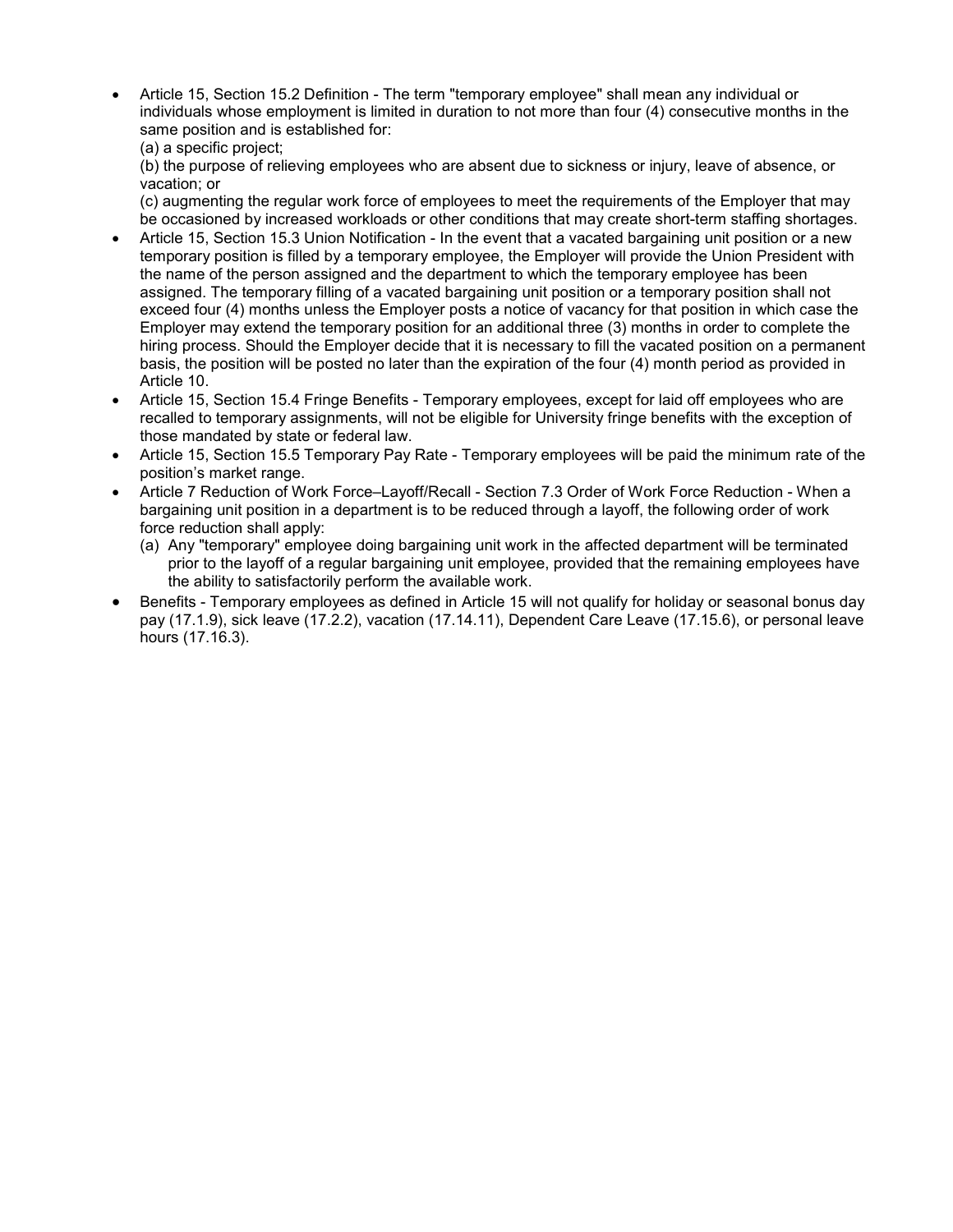- Article 15, Section 15.2 Definition - The term "temporary employee" shall mean any individual or individuals whose employment is limited in duration to not more than four (4) consecutive months in the same position and is established for:
  (a) a specific project;
  (b) the purpose of relieving employees who are absent due to sickness or injury, leave of absence, or vacation; or
  (c) augmenting the regular work force of employees to meet the requirements of the Employer that may be occasioned by increased workloads or other conditions that may create short-term staffing shortages.
- Article 15, Section 15.3 Union Notification - In the event that a vacated bargaining unit position or a new temporary position is filled by a temporary employee, the Employer will provide the Union President with the name of the person assigned and the department to which the temporary employee has been assigned. The temporary filling of a vacated bargaining unit position or a temporary position shall not exceed four (4) months unless the Employer posts a notice of vacancy for that position in which case the Employer may extend the temporary position for an additional three (3) months in order to complete the hiring process. Should the Employer decide that it is necessary to fill the vacated position on a permanent basis, the position will be posted no later than the expiration of the four (4) month period as provided in Article 10.
- Article 15, Section 15.4 Fringe Benefits - Temporary employees, except for laid off employees who are recalled to temporary assignments, will not be eligible for University fringe benefits with the exception of those mandated by state or federal law.
- Article 15, Section 15.5 Temporary Pay Rate - Temporary employees will be paid the minimum rate of the position's market range.
- Article 7 Reduction of Work Force–Layoff/Recall - Section 7.3 Order of Work Force Reduction - When a bargaining unit position in a department is to be reduced through a layoff, the following order of work force reduction shall apply:
  (a) Any "temporary" employee doing bargaining unit work in the affected department will be terminated prior to the layoff of a regular bargaining unit employee, provided that the remaining employees have the ability to satisfactorily perform the available work.
- Benefits - Temporary employees as defined in Article 15 will not qualify for holiday or seasonal bonus day pay (17.1.9), sick leave (17.2.2), vacation (17.14.11), Dependent Care Leave (17.15.6), or personal leave hours (17.16.3).